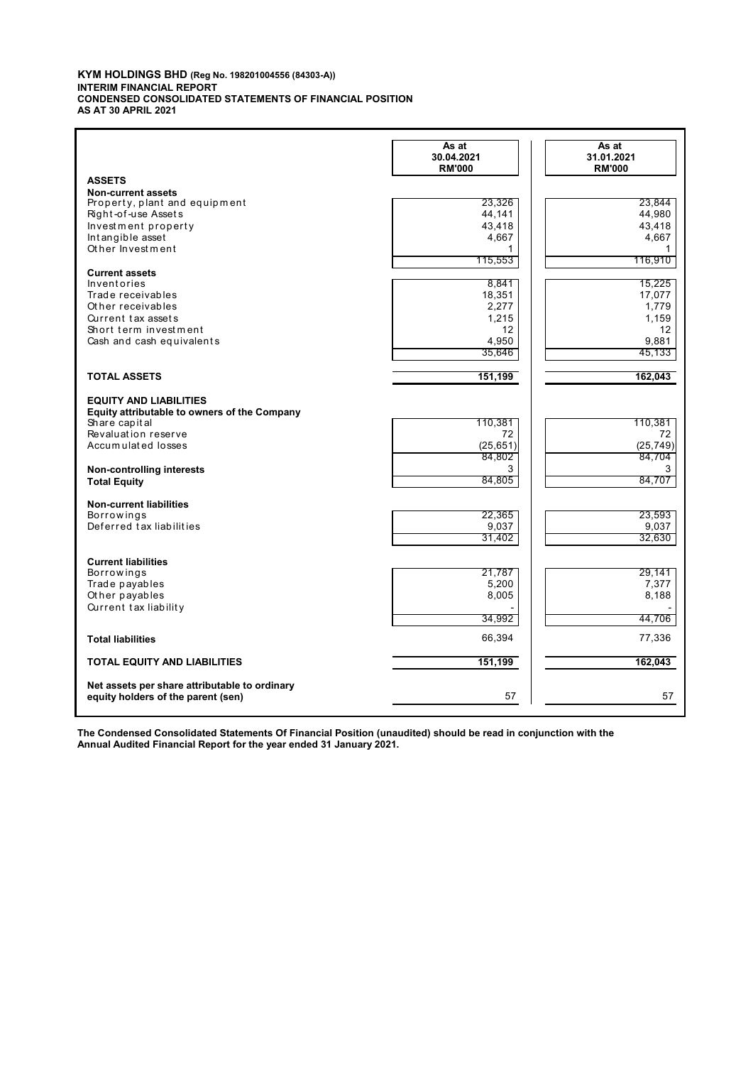**KYM HOLDINGS BHD (Reg No. 198201004556 (84303-A))**
**INTERIM FINANCIAL REPORT**
**CONDENSED CONSOLIDATED STATEMENTS OF FINANCIAL POSITION**
**AS AT 30 APRIL 2021**

| | As at 30.04.2021 RM'000 | As at 31.01.2021 RM'000 |
|---|---|---|
| **ASSETS** | | |
| **Non-current assets** | | |
| Property, plant and equipment | 23,326 | 23,844 |
| Right-of-use Assets | 44,141 | 44,980 |
| Investment property | 43,418 | 43,418 |
| Intangible asset | 4,667 | 4,667 |
| Other Investment | 1 | 1 |
| | 115,553 | 116,910 |
| **Current assets** | | |
| Inventories | 8,841 | 15,225 |
| Trade receivables | 18,351 | 17,077 |
| Other receivables | 2,277 | 1,779 |
| Current tax assets | 1,215 | 1,159 |
| Short term investment | 12 | 12 |
| Cash and cash equivalents | 4,950 | 9,881 |
| | 35,646 | 45,133 |
| **TOTAL ASSETS** | **151,199** | **162,043** |
| **EQUITY AND LIABILITIES** | | |
| **Equity attributable to owners of the Company** | | |
| Share capital | 110,381 | 110,381 |
| Revaluation reserve | 72 | 72 |
| Accumulated losses | (25,651) | (25,749) |
| | 84,802 | 84,704 |
| **Non-controlling interests** | 3 | 3 |
| **Total Equity** | 84,805 | 84,707 |
| **Non-current liabilities** | | |
| Borrowings | 22,365 | 23,593 |
| Deferred tax liabilities | 9,037 | 9,037 |
| | 31,402 | 32,630 |
| **Current liabilities** | | |
| Borrowings | 21,787 | 29,141 |
| Trade payables | 5,200 | 7,377 |
| Other payables | 8,005 | 8,188 |
| Current tax liability | - | - |
| | 34,992 | 44,706 |
| **Total liabilities** | 66,394 | 77,336 |
| **TOTAL EQUITY AND LIABILITIES** | **151,199** | **162,043** |
| **Net assets per share attributable to ordinary equity holders of the parent (sen)** | 57 | 57 |

**The Condensed Consolidated Statements Of Financial Position (unaudited) should be read in conjunction with the Annual Audited Financial Report for the year ended 31 January 2021.**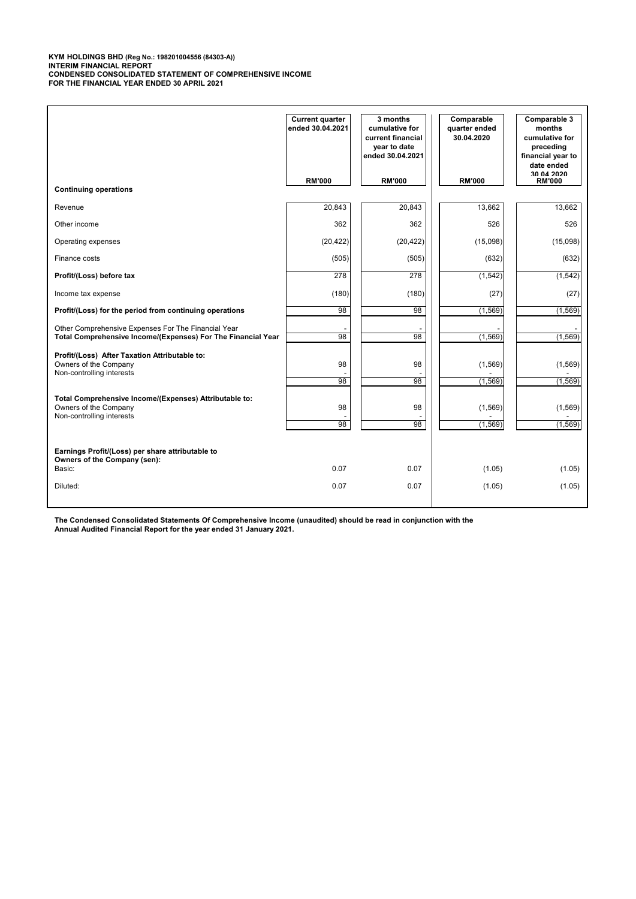**KYM HOLDINGS BHD (Reg No.: 198201004556 (84303-A))**
**INTERIM FINANCIAL REPORT**
**CONDENSED CONSOLIDATED STATEMENT OF COMPREHENSIVE INCOME**
**FOR THE FINANCIAL YEAR ENDED 30 APRIL 2021**

| | Current quarter ended 30.04.2021 | 3 months cumulative for current financial year to date ended 30.04.2021 | Comparable quarter ended 30.04.2020 | Comparable 3 months cumulative for preceding financial year to date ended 30.04.2020 |
|---|---|---|---|---|
| | RM'000 | RM'000 | RM'000 | RM'000 |
| **Continuing operations** | | | | |
| Revenue | 20,843 | 20,843 | 13,662 | 13,662 |
| Other income | 362 | 362 | 526 | 526 |
| Operating expenses | (20,422) | (20,422) | (15,098) | (15,098) |
| Finance costs | (505) | (505) | (632) | (632) |
| **Profit/(Loss) before tax** | 278 | 278 | (1,542) | (1,542) |
| Income tax expense | (180) | (180) | (27) | (27) |
| **Profit/(Loss) for the period from continuing operations** | 98 | 98 | (1,569) | (1,569) |
| Other Comprehensive Expenses For The Financial Year | - | - | - | - |
| **Total Comprehensive Income/(Expenses) For The Financial Year** | 98 | 98 | (1,569) | (1,569) |
| **Profit/(Loss) After Taxation Attributable to:** | | | | |
| Owners of the Company | 98 | 98 | (1,569) | (1,569) |
| Non-controlling interests | - | - | - | - |
| | 98 | 98 | (1,569) | (1,569) |
| **Total Comprehensive Income/(Expenses) Attributable to:** | | | | |
| Owners of the Company | 98 | 98 | (1,569) | (1,569) |
| Non-controlling interests | - | - | - | - |
| | 98 | 98 | (1,569) | (1,569) |
| **Earnings Profit/(Loss) per share attributable to Owners of the Company (sen):** | | | | |
| Basic: | 0.07 | 0.07 | (1.05) | (1.05) |
| Diluted: | 0.07 | 0.07 | (1.05) | (1.05) |

**The Condensed Consolidated Statements Of Comprehensive Income (unaudited) should be read in conjunction with the Annual Audited Financial Report for the year ended 31 January 2021.**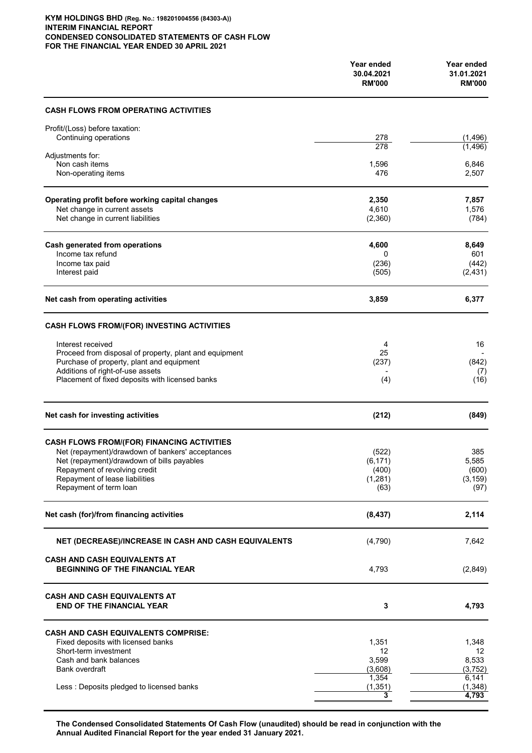**KYM HOLDINGS BHD (Reg. No.: 198201004556 (84303-A))**
**INTERIM FINANCIAL REPORT**
**CONDENSED CONSOLIDATED STATEMENTS OF CASH FLOW**
**FOR THE FINANCIAL YEAR ENDED 30 APRIL 2021**

| | Year ended 30.04.2021 RM'000 | Year ended 31.01.2021 RM'000 |
|---|---|---|
| **CASH FLOWS FROM OPERATING ACTIVITIES** | | |
| Profit/(Loss) before taxation: | | |
| Continuing operations | 278 | (1,496) |
| | 278 | (1,496) |
| Adjustments for: | | |
| Non cash items | 1,596 | 6,846 |
| Non-operating items | 476 | 2,507 |
| **Operating profit before working capital changes** | **2,350** | **7,857** |
| Net change in current assets | 4,610 | 1,576 |
| Net change in current liabilities | (2,360) | (784) |
| **Cash generated from operations** | **4,600** | **8,649** |
| Income tax refund | 0 | 601 |
| Income tax paid | (236) | (442) |
| Interest paid | (505) | (2,431) |
| **Net cash from operating activities** | **3,859** | **6,377** |
| **CASH FLOWS FROM/(FOR) INVESTING ACTIVITIES** | | |
| Interest received | 4 | 16 |
| Proceed from disposal of property, plant and equipment | 25 | - |
| Purchase of property, plant and equipment | (237) | (842) |
| Additions of right-of-use assets | - | (7) |
| Placement of fixed deposits with licensed banks | (4) | (16) |
| **Net cash for investing activities** | **(212)** | **(849)** |
| **CASH FLOWS FROM/(FOR) FINANCING ACTIVITIES** | | |
| Net (repayment)/drawdown of bankers' acceptances | (522) | 385 |
| Net (repayment)/drawdown of bills payables | (6,171) | 5,585 |
| Repayment of revolving credit | (400) | (600) |
| Repayment of lease liabilities | (1,281) | (3,159) |
| Repayment of term loan | (63) | (97) |
| **Net cash (for)/from financing activities** | **(8,437)** | **2,114** |
| **NET (DECREASE)/INCREASE IN CASH AND CASH EQUIVALENTS** | (4,790) | 7,642 |
| **CASH AND CASH EQUIVALENTS AT BEGINNING OF THE FINANCIAL YEAR** | 4,793 | (2,849) |
| **CASH AND CASH EQUIVALENTS AT END OF THE FINANCIAL YEAR** | **3** | **4,793** |
| **CASH AND CASH EQUIVALENTS COMPRISE:** | | |
| Fixed deposits with licensed banks | 1,351 | 1,348 |
| Short-term investment | 12 | 12 |
| Cash and bank balances | 3,599 | 8,533 |
| Bank overdraft | (3,608) | (3,752) |
| | 1,354 | 6,141 |
| Less : Deposits pledged to licensed banks | (1,351) | (1,348) |
| | 3 | 4,793 |

**The Condensed Consolidated Statements Of Cash Flow (unaudited) should be read in conjunction with the Annual Audited Financial Report for the year ended 31 January 2021.**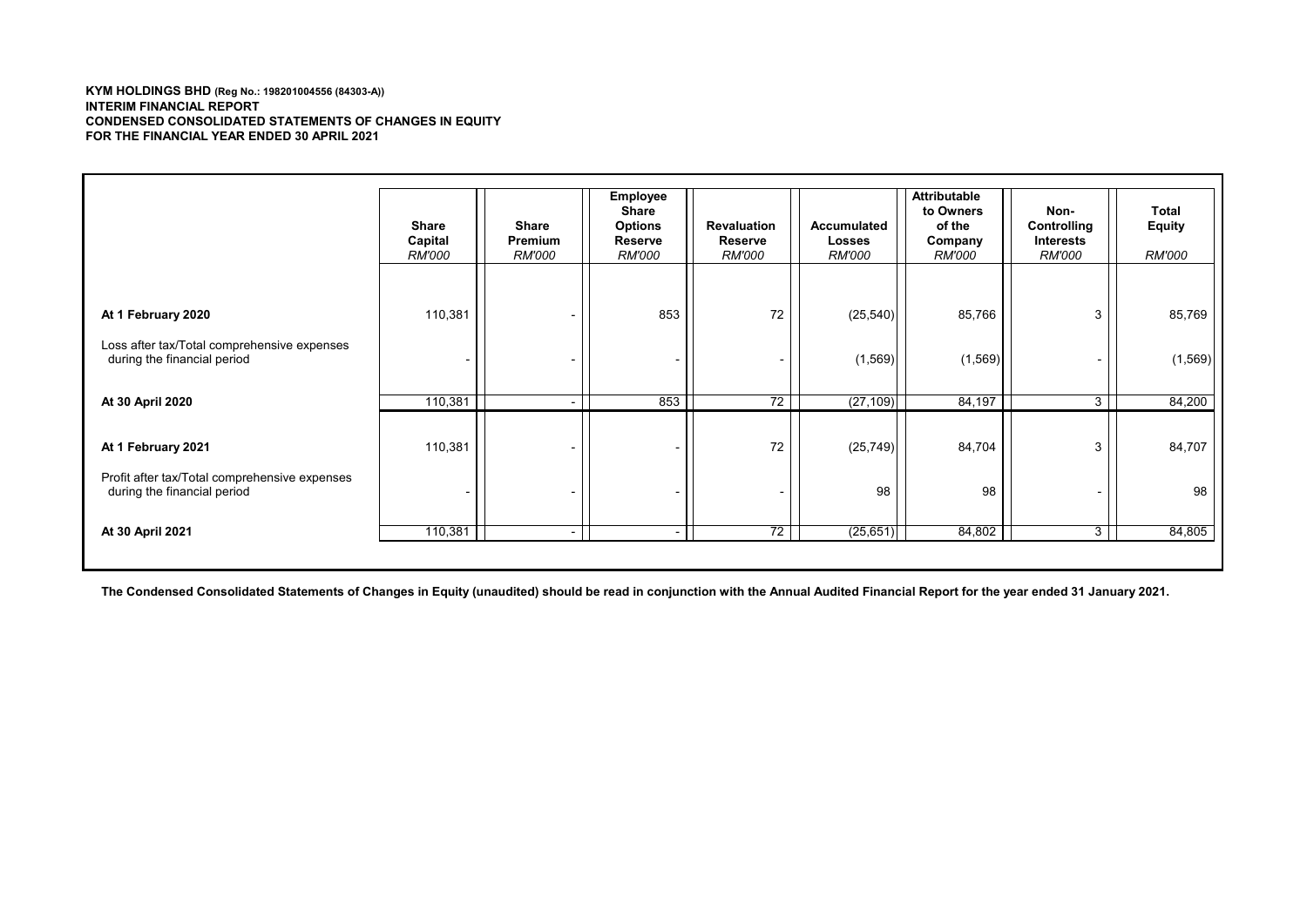**KYM HOLDINGS BHD (Reg No.: 198201004556 (84303-A))**
**INTERIM FINANCIAL REPORT**
**CONDENSED CONSOLIDATED STATEMENTS OF CHANGES IN EQUITY**
**FOR THE FINANCIAL YEAR ENDED 30 APRIL 2021**

| | Share Capital *RM'000* | Share Premium *RM'000* | Employee Share Options Reserve *RM'000* | Revaluation Reserve *RM'000* | Accumulated Losses *RM'000* | Attributable to Owners of the Company *RM'000* | Non-Controlling Interests *RM'000* | Total Equity *RM'000* |
|---|---|---|---|---|---|---|---|---|
| **At 1 February 2020** | 110,381 | - | 853 | 72 | (25,540) | 85,766 | 3 | 85,769 |
| Loss after tax/Total comprehensive expenses during the financial period | - | - | - | - | (1,569) | (1,569) | - | (1,569) |
| **At 30 April 2020** | 110,381 | - | 853 | 72 | (27,109) | 84,197 | 3 | 84,200 |
| **At 1 February 2021** | 110,381 | - | - | 72 | (25,749) | 84,704 | 3 | 84,707 |
| Profit after tax/Total comprehensive expenses during the financial period | - | - | - | - | 98 | 98 | - | 98 |
| **At 30 April 2021** | 110,381 | - | - | 72 | (25,651) | 84,802 | 3 | 84,805 |

**The Condensed Consolidated Statements of Changes in Equity (unaudited) should be read in conjunction with the Annual Audited Financial Report for the year ended 31 January 2021.**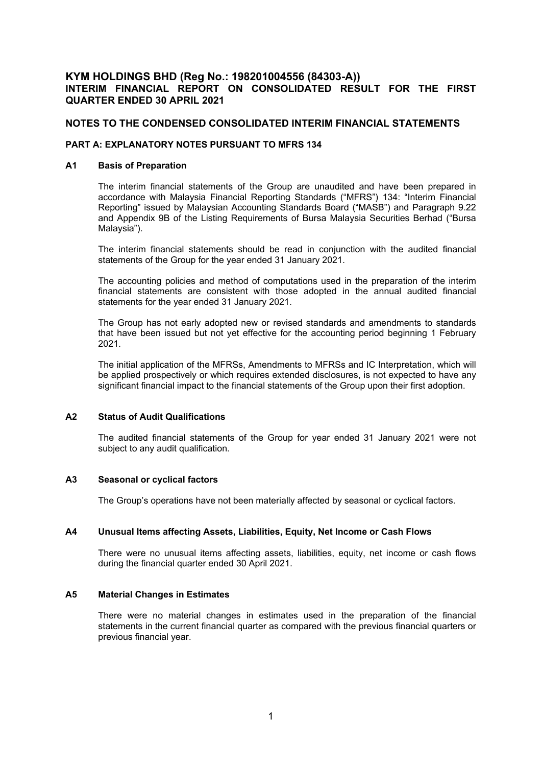# KYM HOLDINGS BHD (Reg No.: 198201004556 (84303-A))
## INTERIM FINANCIAL REPORT ON CONSOLIDATED RESULT FOR THE FIRST QUARTER ENDED 30 APRIL 2021

## NOTES TO THE CONDENSED CONSOLIDATED INTERIM FINANCIAL STATEMENTS

### PART A: EXPLANATORY NOTES PURSUANT TO MFRS 134

### A1 Basis of Preparation

The interim financial statements of the Group are unaudited and have been prepared in accordance with Malaysia Financial Reporting Standards ("MFRS") 134: "Interim Financial Reporting" issued by Malaysian Accounting Standards Board ("MASB") and Paragraph 9.22 and Appendix 9B of the Listing Requirements of Bursa Malaysia Securities Berhad ("Bursa Malaysia").

The interim financial statements should be read in conjunction with the audited financial statements of the Group for the year ended 31 January 2021.

The accounting policies and method of computations used in the preparation of the interim financial statements are consistent with those adopted in the annual audited financial statements for the year ended 31 January 2021.

The Group has not early adopted new or revised standards and amendments to standards that have been issued but not yet effective for the accounting period beginning 1 February 2021.

The initial application of the MFRSs, Amendments to MFRSs and IC Interpretation, which will be applied prospectively or which requires extended disclosures, is not expected to have any significant financial impact to the financial statements of the Group upon their first adoption.

### A2 Status of Audit Qualifications

The audited financial statements of the Group for year ended 31 January 2021 were not subject to any audit qualification.

### A3 Seasonal or cyclical factors

The Group's operations have not been materially affected by seasonal or cyclical factors.

### A4 Unusual Items affecting Assets, Liabilities, Equity, Net Income or Cash Flows

There were no unusual items affecting assets, liabilities, equity, net income or cash flows during the financial quarter ended 30 April 2021.

### A5 Material Changes in Estimates

There were no material changes in estimates used in the preparation of the financial statements in the current financial quarter as compared with the previous financial quarters or previous financial year.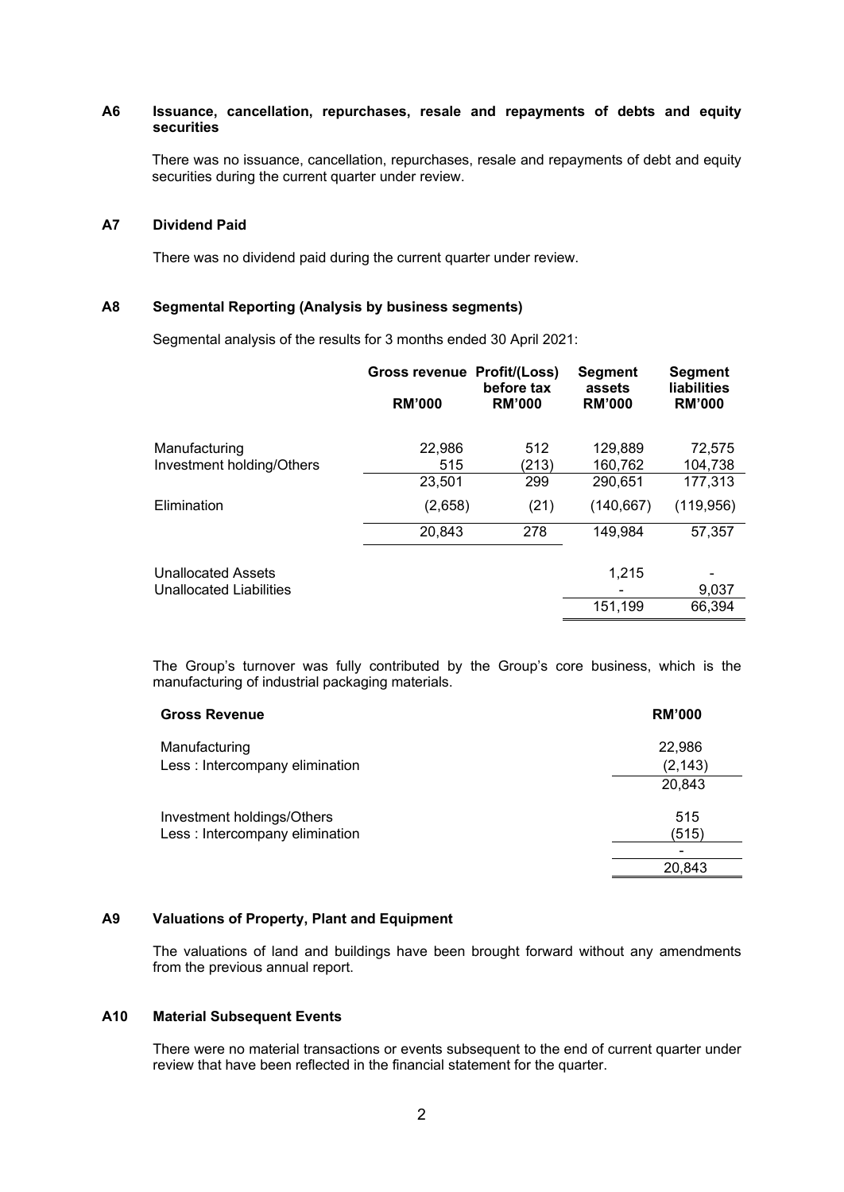## A6 Issuance, cancellation, repurchases, resale and repayments of debts and equity securities

There was no issuance, cancellation, repurchases, resale and repayments of debt and equity securities during the current quarter under review.

## A7 Dividend Paid

There was no dividend paid during the current quarter under review.

## A8 Segmental Reporting (Analysis by business segments)

Segmental analysis of the results for 3 months ended 30 April 2021:

| | Gross revenue RM'000 | Profit/(Loss) before tax RM'000 | Segment assets RM'000 | Segment liabilities RM'000 |
|---|---|---|---|---|
| Manufacturing | 22,986 | 512 | 129,889 | 72,575 |
| Investment holding/Others | 515 | (213) | 160,762 | 104,738 |
| | 23,501 | 299 | 290,651 | 177,313 |
| Elimination | (2,658) | (21) | (140,667) | (119,956) |
| | 20,843 | 278 | 149,984 | 57,357 |
| Unallocated Assets | | | 1,215 | - |
| Unallocated Liabilities | | | - | 9,037 |
| | | | 151,199 | 66,394 |

The Group's turnover was fully contributed by the Group's core business, which is the manufacturing of industrial packaging materials.

| Gross Revenue | RM'000 |
|---|---|
| Manufacturing | 22,986 |
| Less : Intercompany elimination | (2,143) |
| | 20,843 |
| Investment holdings/Others | 515 |
| Less : Intercompany elimination | (515) |
| | - |
| | 20,843 |

## A9 Valuations of Property, Plant and Equipment

The valuations of land and buildings have been brought forward without any amendments from the previous annual report.

## A10 Material Subsequent Events

There were no material transactions or events subsequent to the end of current quarter under review that have been reflected in the financial statement for the quarter.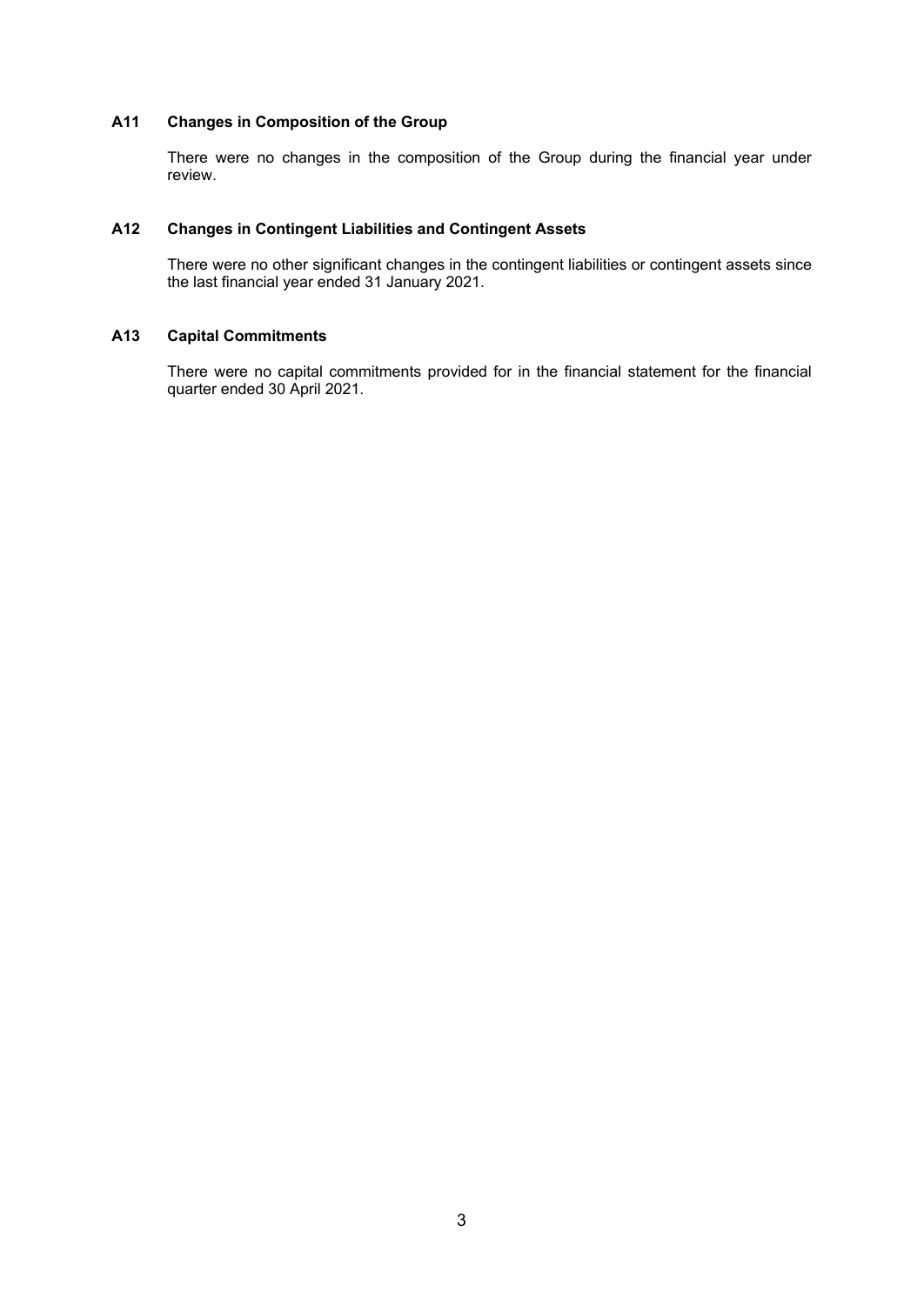### A11 Changes in Composition of the Group

There were no changes in the composition of the Group during the financial year under review.

### A12 Changes in Contingent Liabilities and Contingent Assets

There were no other significant changes in the contingent liabilities or contingent assets since the last financial year ended 31 January 2021.

### A13 Capital Commitments

There were no capital commitments provided for in the financial statement for the financial quarter ended 30 April 2021.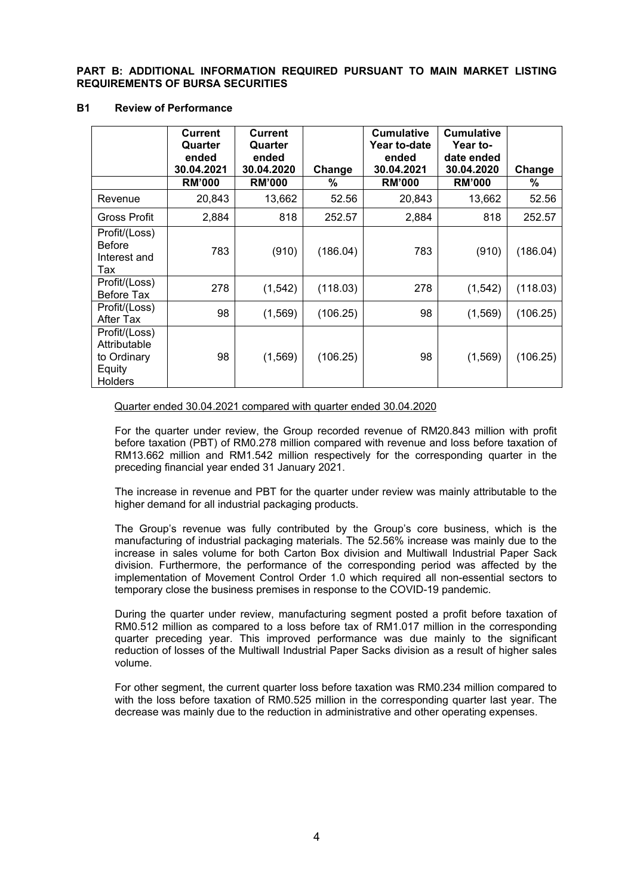**PART B: ADDITIONAL INFORMATION REQUIRED PURSUANT TO MAIN MARKET LISTING REQUIREMENTS OF BURSA SECURITIES**

**B1 Review of Performance**

| | Current Quarter ended 30.04.2021 | Current Quarter ended 30.04.2020 | Change | Cumulative Year to-date ended 30.04.2021 | Cumulative Year to-date ended 30.04.2020 | Change |
|---|---|---|---|---|---|---|
| | RM'000 | RM'000 | % | RM'000 | RM'000 | % |
| Revenue | 20,843 | 13,662 | 52.56 | 20,843 | 13,662 | 52.56 |
| Gross Profit | 2,884 | 818 | 252.57 | 2,884 | 818 | 252.57 |
| Profit/(Loss) Before Interest and Tax | 783 | (910) | (186.04) | 783 | (910) | (186.04) |
| Profit/(Loss) Before Tax | 278 | (1,542) | (118.03) | 278 | (1,542) | (118.03) |
| Profit/(Loss) After Tax | 98 | (1,569) | (106.25) | 98 | (1,569) | (106.25) |
| Profit/(Loss) Attributable to Ordinary Equity Holders | 98 | (1,569) | (106.25) | 98 | (1,569) | (106.25) |

Quarter ended 30.04.2021 compared with quarter ended 30.04.2020

For the quarter under review, the Group recorded revenue of RM20.843 million with profit before taxation (PBT) of RM0.278 million compared with revenue and loss before taxation of RM13.662 million and RM1.542 million respectively for the corresponding quarter in the preceding financial year ended 31 January 2021.

The increase in revenue and PBT for the quarter under review was mainly attributable to the higher demand for all industrial packaging products.

The Group's revenue was fully contributed by the Group's core business, which is the manufacturing of industrial packaging materials. The 52.56% increase was mainly due to the increase in sales volume for both Carton Box division and Multiwall Industrial Paper Sack division. Furthermore, the performance of the corresponding period was affected by the implementation of Movement Control Order 1.0 which required all non-essential sectors to temporary close the business premises in response to the COVID-19 pandemic.

During the quarter under review, manufacturing segment posted a profit before taxation of RM0.512 million as compared to a loss before tax of RM1.017 million in the corresponding quarter preceding year. This improved performance was due mainly to the significant reduction of losses of the Multiwall Industrial Paper Sacks division as a result of higher sales volume.

For other segment, the current quarter loss before taxation was RM0.234 million compared to with the loss before taxation of RM0.525 million in the corresponding quarter last year. The decrease was mainly due to the reduction in administrative and other operating expenses.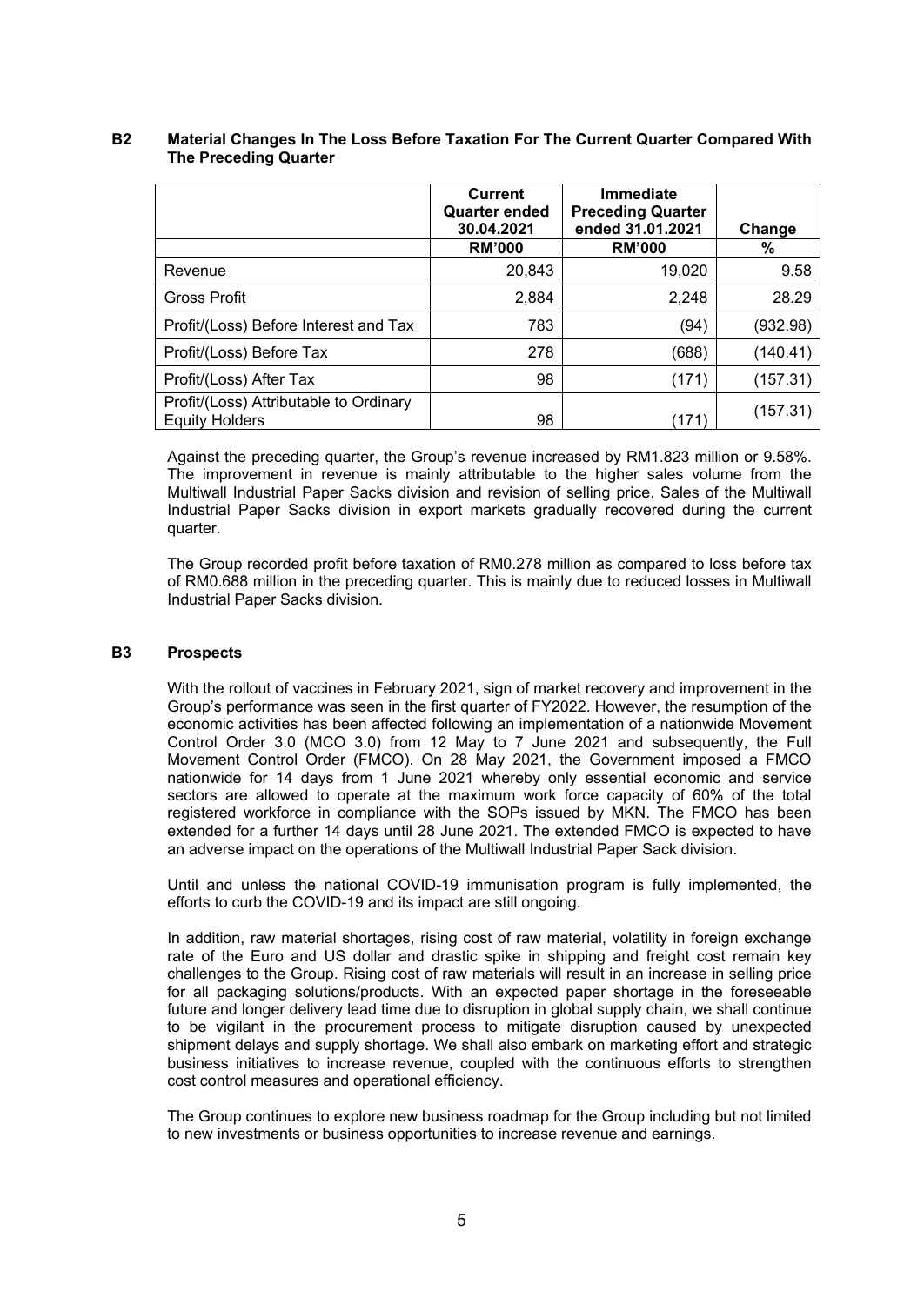## B2 Material Changes In The Loss Before Taxation For The Current Quarter Compared With The Preceding Quarter

| | Current Quarter ended 30.04.2021 | Immediate Preceding Quarter ended 31.01.2021 | Change |
|---|---|---|---|
| | RM'000 | RM'000 | % |
| Revenue | 20,843 | 19,020 | 9.58 |
| Gross Profit | 2,884 | 2,248 | 28.29 |
| Profit/(Loss) Before Interest and Tax | 783 | (94) | (932.98) |
| Profit/(Loss) Before Tax | 278 | (688) | (140.41) |
| Profit/(Loss) After Tax | 98 | (171) | (157.31) |
| Profit/(Loss) Attributable to Ordinary Equity Holders | 98 | (171) | (157.31) |

Against the preceding quarter, the Group's revenue increased by RM1.823 million or 9.58%. The improvement in revenue is mainly attributable to the higher sales volume from the Multiwall Industrial Paper Sacks division and revision of selling price. Sales of the Multiwall Industrial Paper Sacks division in export markets gradually recovered during the current quarter.

The Group recorded profit before taxation of RM0.278 million as compared to loss before tax of RM0.688 million in the preceding quarter. This is mainly due to reduced losses in Multiwall Industrial Paper Sacks division.

## B3 Prospects

With the rollout of vaccines in February 2021, sign of market recovery and improvement in the Group's performance was seen in the first quarter of FY2022. However, the resumption of the economic activities has been affected following an implementation of a nationwide Movement Control Order 3.0 (MCO 3.0) from 12 May to 7 June 2021 and subsequently, the Full Movement Control Order (FMCO). On 28 May 2021, the Government imposed a FMCO nationwide for 14 days from 1 June 2021 whereby only essential economic and service sectors are allowed to operate at the maximum work force capacity of 60% of the total registered workforce in compliance with the SOPs issued by MKN. The FMCO has been extended for a further 14 days until 28 June 2021. The extended FMCO is expected to have an adverse impact on the operations of the Multiwall Industrial Paper Sack division.

Until and unless the national COVID-19 immunisation program is fully implemented, the efforts to curb the COVID-19 and its impact are still ongoing.

In addition, raw material shortages, rising cost of raw material, volatility in foreign exchange rate of the Euro and US dollar and drastic spike in shipping and freight cost remain key challenges to the Group. Rising cost of raw materials will result in an increase in selling price for all packaging solutions/products. With an expected paper shortage in the foreseeable future and longer delivery lead time due to disruption in global supply chain, we shall continue to be vigilant in the procurement process to mitigate disruption caused by unexpected shipment delays and supply shortage. We shall also embark on marketing effort and strategic business initiatives to increase revenue, coupled with the continuous efforts to strengthen cost control measures and operational efficiency.

The Group continues to explore new business roadmap for the Group including but not limited to new investments or business opportunities to increase revenue and earnings.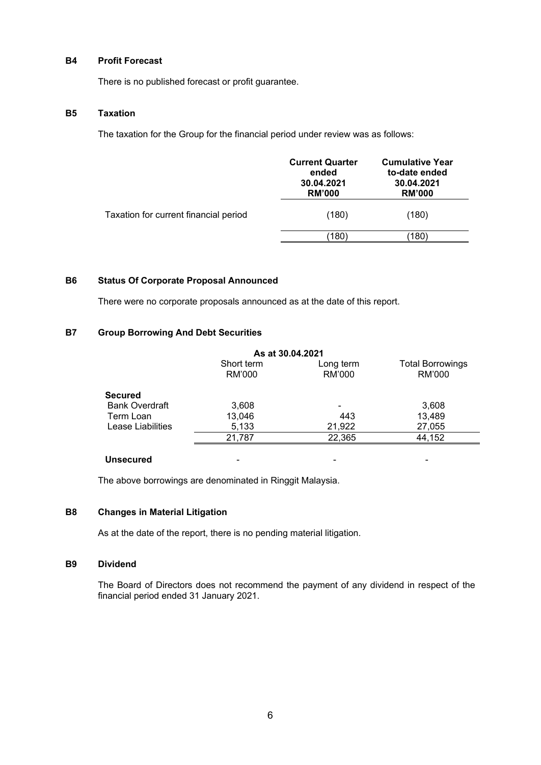### B4 Profit Forecast

There is no published forecast or profit guarantee.

### B5 Taxation

The taxation for the Group for the financial period under review was as follows:

| | Current Quarter ended 30.04.2021 RM'000 | Cumulative Year to-date ended 30.04.2021 RM'000 |
|---|---|---|
| Taxation for current financial period | (180) | (180) |
| | (180) | (180) |

### B6 Status Of Corporate Proposal Announced

There were no corporate proposals announced as at the date of this report.

### B7 Group Borrowing And Debt Securities

| | As at 30.04.2021 | | |
|---|---|---|---|
| | Short term RM'000 | Long term RM'000 | Total Borrowings RM'000 |
| **Secured** | | | |
| Bank Overdraft | 3,608 | - | 3,608 |
| Term Loan | 13,046 | 443 | 13,489 |
| Lease Liabilities | 5,133 | 21,922 | 27,055 |
| | 21,787 | 22,365 | 44,152 |
| **Unsecured** | - | - | - |

The above borrowings are denominated in Ringgit Malaysia.

### B8 Changes in Material Litigation

As at the date of the report, there is no pending material litigation.

### B9 Dividend

The Board of Directors does not recommend the payment of any dividend in respect of the financial period ended 31 January 2021.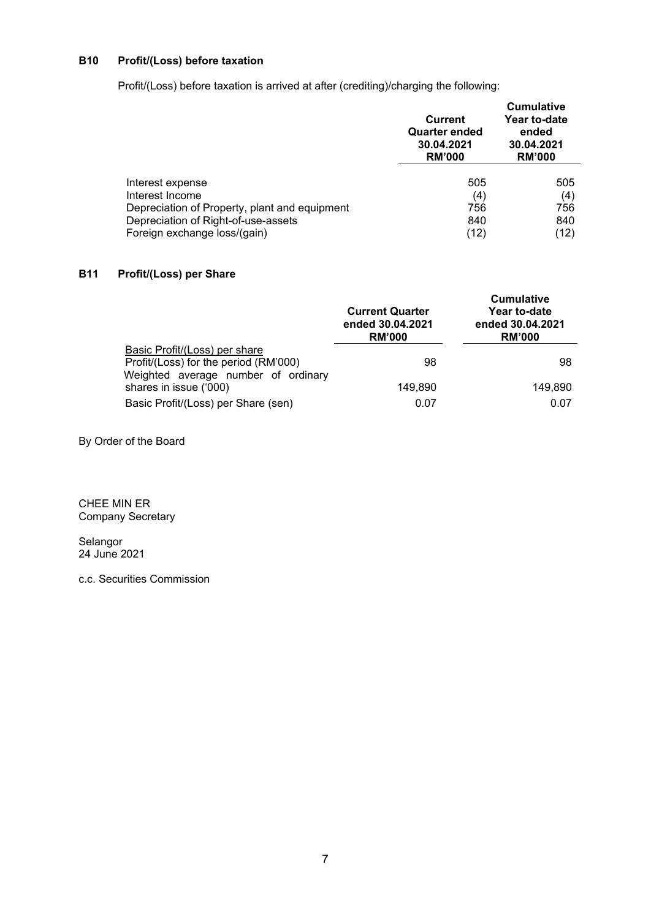## B10 Profit/(Loss) before taxation

Profit/(Loss) before taxation is arrived at after (crediting)/charging the following:

| | Current Quarter ended 30.04.2021 RM'000 | Cumulative Year to-date ended 30.04.2021 RM'000 |
|---|---|---|
| Interest expense | 505 | 505 |
| Interest Income | (4) | (4) |
| Depreciation of Property, plant and equipment | 756 | 756 |
| Depreciation of Right-of-use-assets | 840 | 840 |
| Foreign exchange loss/(gain) | (12) | (12) |

## B11 Profit/(Loss) per Share

| | Current Quarter ended 30.04.2021 RM'000 | Cumulative Year to-date ended 30.04.2021 RM'000 |
|---|---|---|
| Basic Profit/(Loss) per share | | |
| Profit/(Loss) for the period (RM'000) | 98 | 98 |
| Weighted average number of ordinary shares in issue ('000) | 149,890 | 149,890 |
| Basic Profit/(Loss) per Share (sen) | 0.07 | 0.07 |

By Order of the Board

CHEE MIN ER
Company Secretary

Selangor
24 June 2021

c.c. Securities Commission